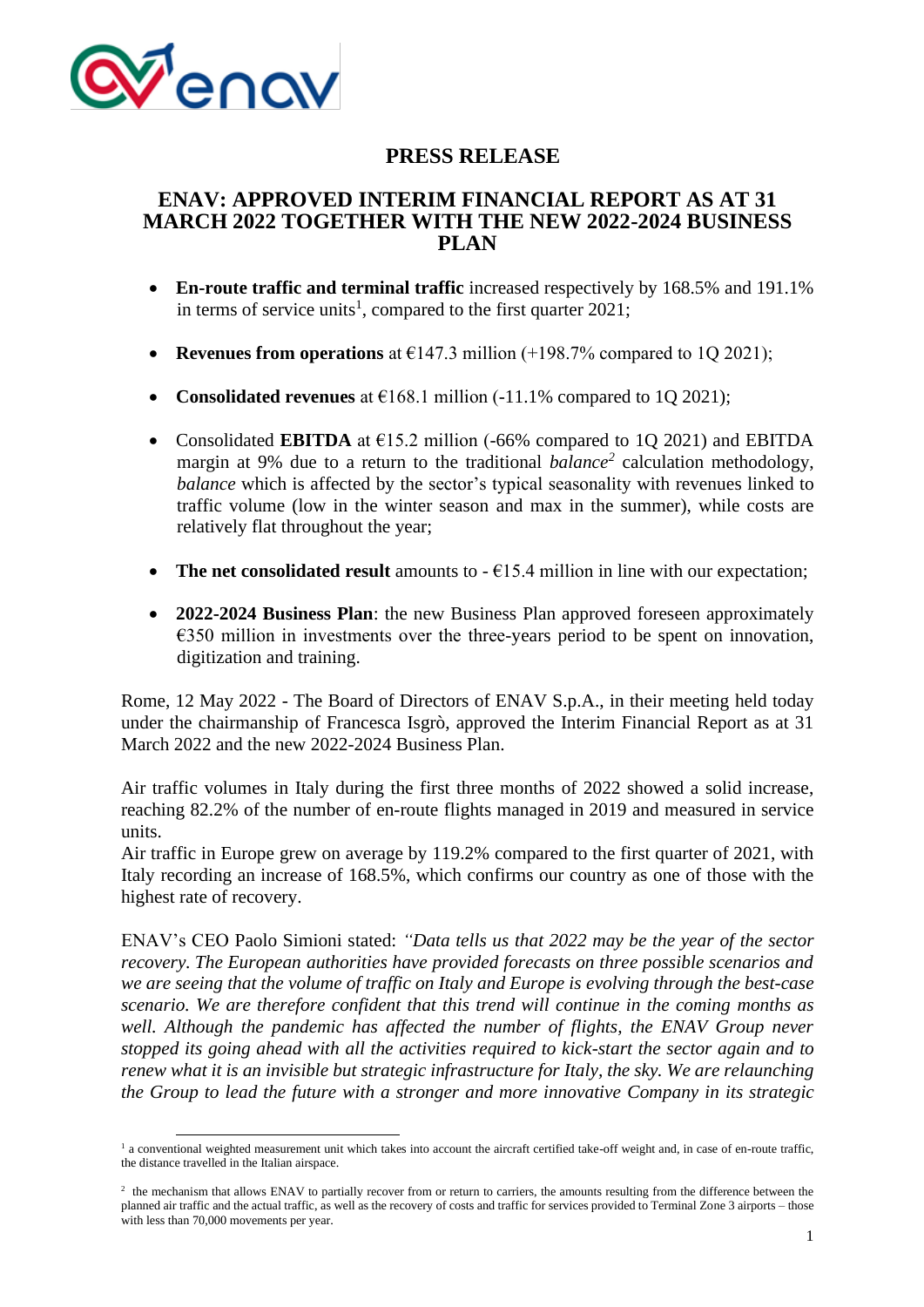# PRESS RELEASE

## ENAV: APPROVED INTERIM FINANCIAL REPORT AS AT 31 MARCH 2022 TOGETHER WITH THE NEW 2022-2024 BUSINESS PLAN

- **En-route traffic and terminal traffic** increased respectively by 168.5% and 191.1% in terms of service units[1], compared to the first quarter 2021;
- **Revenues from operations** at €147.3 million (+198.7% compared to 1Q 2021);
- **Consolidated revenues** at €168.1 million (-11.1% compared to 1Q 2021);
- Consolidated **EBITDA** at €15.2 million (-66% compared to 1Q 2021) and EBITDA margin at 9% due to a return to the traditional *balance*[2] calculation methodology, *balance* which is affected by the sector's typical seasonality with revenues linked to traffic volume (low in the winter season and max in the summer), while costs are relatively flat throughout the year;
- **The net consolidated result** amounts to - €15.4 million in line with our expectation;
- **2022-2024 Business Plan**: the new Business Plan approved foreseen approximately €350 million in investments over the three-years period to be spent on innovation, digitization and training.

Rome, 12 May 2022 - The Board of Directors of ENAV S.p.A., in their meeting held today under the chairmanship of Francesca Isgrò, approved the Interim Financial Report as at 31 March 2022 and the new 2022-2024 Business Plan.

Air traffic volumes in Italy during the first three months of 2022 showed a solid increase, reaching 82.2% of the number of en-route flights managed in 2019 and measured in service units.
Air traffic in Europe grew on average by 119.2% compared to the first quarter of 2021, with Italy recording an increase of 168.5%, which confirms our country as one of those with the highest rate of recovery.

ENAV's CEO Paolo Simioni stated: *"Data tells us that 2022 may be the year of the sector recovery. The European authorities have provided forecasts on three possible scenarios and we are seeing that the volume of traffic on Italy and Europe is evolving through the best-case scenario. We are therefore confident that this trend will continue in the coming months as well. Although the pandemic has affected the number of flights, the ENAV Group never stopped its going ahead with all the activities required to kick-start the sector again and to renew what it is an invisible but strategic infrastructure for Italy, the sky. We are relaunching the Group to lead the future with a stronger and more innovative Company in its strategic*

---

[1] a conventional weighted measurement unit which takes into account the aircraft certified take-off weight and, in case of en-route traffic, the distance travelled in the Italian airspace.

[2] the mechanism that allows ENAV to partially recover from or return to carriers, the amounts resulting from the difference between the planned air traffic and the actual traffic, as well as the recovery of costs and traffic for services provided to Terminal Zone 3 airports – those with less than 70,000 movements per year.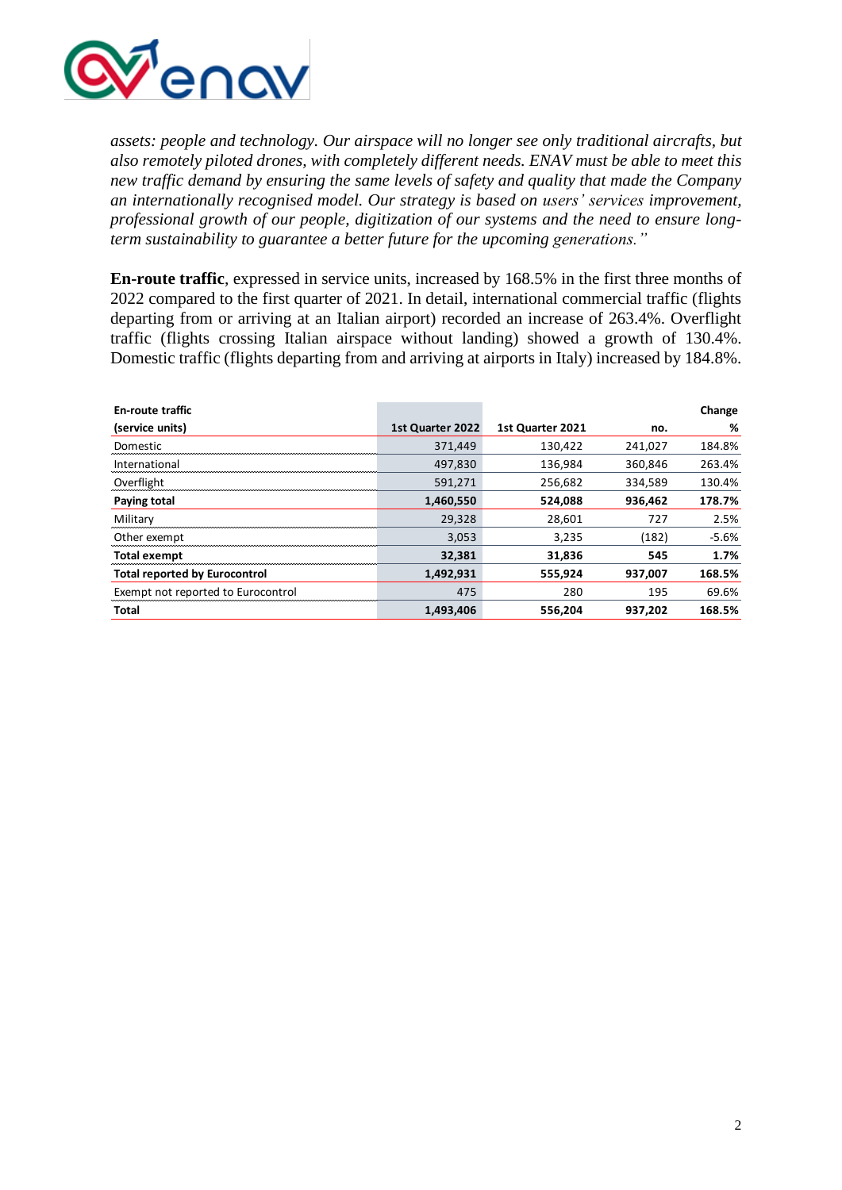*assets: people and technology. Our airspace will no longer see only traditional aircrafts, but also remotely piloted drones, with completely different needs. ENAV must be able to meet this new traffic demand by ensuring the same levels of safety and quality that made the Company an internationally recognised model. Our strategy is based on users' services improvement, professional growth of our people, digitization of our systems and the need to ensure long-term sustainability to guarantee a better future for the upcoming generations."*

**En-route traffic**, expressed in service units, increased by 168.5% in the first three months of 2022 compared to the first quarter of 2021. In detail, international commercial traffic (flights departing from or arriving at an Italian airport) recorded an increase of 263.4%. Overflight traffic (flights crossing Italian airspace without landing) showed a growth of 130.4%. Domestic traffic (flights departing from and arriving at airports in Italy) increased by 184.8%.

| **En-route traffic (service units)** | **1st Quarter 2022** | **1st Quarter 2021** | **Change no.** | **Change %** |
|---|---|---|---|---|
| Domestic | 371,449 | 130,422 | 241,027 | 184.8% |
| International | 497,830 | 136,984 | 360,846 | 263.4% |
| Overflight | 591,271 | 256,682 | 334,589 | 130.4% |
| **Paying total** | **1,460,550** | **524,088** | **936,462** | **178.7%** |
| Military | 29,328 | 28,601 | 727 | 2.5% |
| Other exempt | 3,053 | 3,235 | (182) | -5.6% |
| **Total exempt** | **32,381** | **31,836** | **545** | **1.7%** |
| **Total reported by Eurocontrol** | **1,492,931** | **555,924** | **937,007** | **168.5%** |
| Exempt not reported to Eurocontrol | 475 | 280 | 195 | 69.6% |
| **Total** | **1,493,406** | **556,204** | **937,202** | **168.5%** |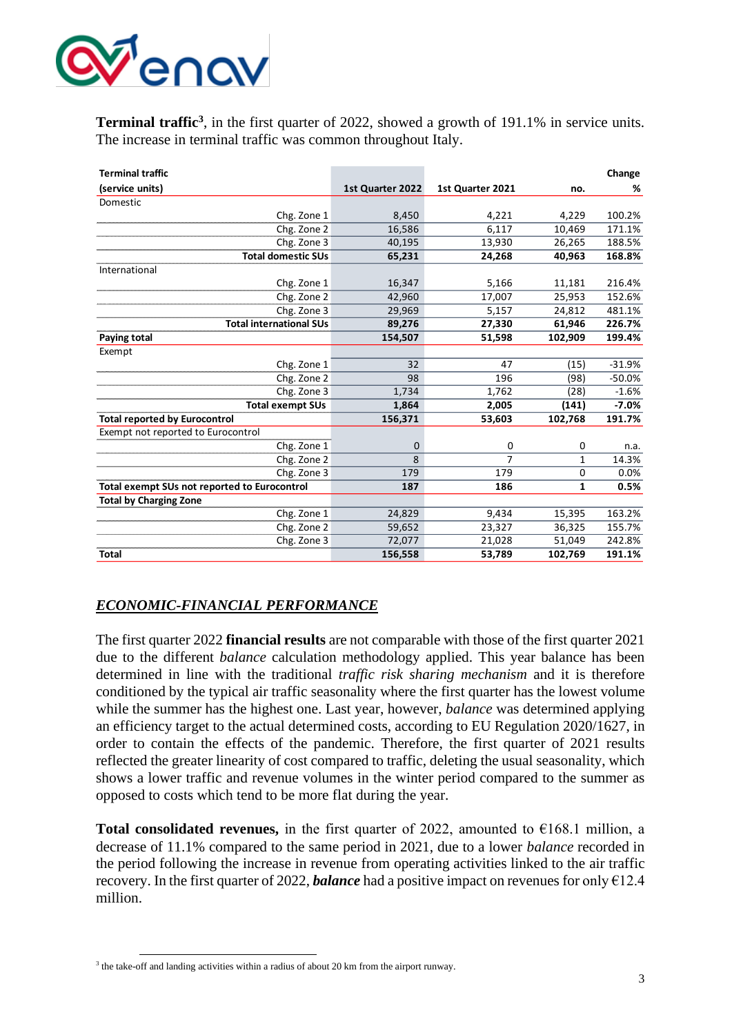**Terminal traffic**[3], in the first quarter of 2022, showed a growth of 191.1% in service units. The increase in terminal traffic was common throughout Italy.

| Terminal traffic (service units) | 1st Quarter 2022 | 1st Quarter 2021 | Change no. | Change % |
|---|---|---|---|---|
| Domestic | | | | |
| Chg. Zone 1 | 8,450 | 4,221 | 4,229 | 100.2% |
| Chg. Zone 2 | 16,586 | 6,117 | 10,469 | 171.1% |
| Chg. Zone 3 | 40,195 | 13,930 | 26,265 | 188.5% |
| **Total domestic SUs** | **65,231** | **24,268** | **40,963** | **168.8%** |
| International | | | | |
| Chg. Zone 1 | 16,347 | 5,166 | 11,181 | 216.4% |
| Chg. Zone 2 | 42,960 | 17,007 | 25,953 | 152.6% |
| Chg. Zone 3 | 29,969 | 5,157 | 24,812 | 481.1% |
| **Total international SUs** | **89,276** | **27,330** | **61,946** | **226.7%** |
| **Paying total** | **154,507** | **51,598** | **102,909** | **199.4%** |
| Exempt | | | | |
| Chg. Zone 1 | 32 | 47 | (15) | -31.9% |
| Chg. Zone 2 | 98 | 196 | (98) | -50.0% |
| Chg. Zone 3 | 1,734 | 1,762 | (28) | -1.6% |
| **Total exempt SUs** | **1,864** | **2,005** | **(141)** | **-7.0%** |
| **Total reported by Eurocontrol** | **156,371** | **53,603** | **102,768** | **191.7%** |
| Exempt not reported to Eurocontrol | | | | |
| Chg. Zone 1 | 0 | 0 | 0 | n.a. |
| Chg. Zone 2 | 8 | 7 | 1 | 14.3% |
| Chg. Zone 3 | 179 | 179 | 0 | 0.0% |
| **Total exempt SUs not reported to Eurocontrol** | **187** | **186** | **1** | **0.5%** |
| **Total by Charging Zone** | | | | |
| Chg. Zone 1 | 24,829 | 9,434 | 15,395 | 163.2% |
| Chg. Zone 2 | 59,652 | 23,327 | 36,325 | 155.7% |
| Chg. Zone 3 | 72,077 | 21,028 | 51,049 | 242.8% |
| **Total** | **156,558** | **53,789** | **102,769** | **191.1%** |

## *ECONOMIC-FINANCIAL PERFORMANCE*

The first quarter 2022 **financial results** are not comparable with those of the first quarter 2021 due to the different *balance* calculation methodology applied. This year balance has been determined in line with the traditional *traffic risk sharing mechanism* and it is therefore conditioned by the typical air traffic seasonality where the first quarter has the lowest volume while the summer has the highest one. Last year, however, *balance* was determined applying an efficiency target to the actual determined costs, according to EU Regulation 2020/1627, in order to contain the effects of the pandemic. Therefore, the first quarter of 2021 results reflected the greater linearity of cost compared to traffic, deleting the usual seasonality, which shows a lower traffic and revenue volumes in the winter period compared to the summer as opposed to costs which tend to be more flat during the year.

**Total consolidated revenues,** in the first quarter of 2022, amounted to €168.1 million, a decrease of 11.1% compared to the same period in 2021, due to a lower *balance* recorded in the period following the increase in revenue from operating activities linked to the air traffic recovery. In the first quarter of 2022, ***balance*** had a positive impact on revenues for only €12.4 million.

[3] the take-off and landing activities within a radius of about 20 km from the airport runway.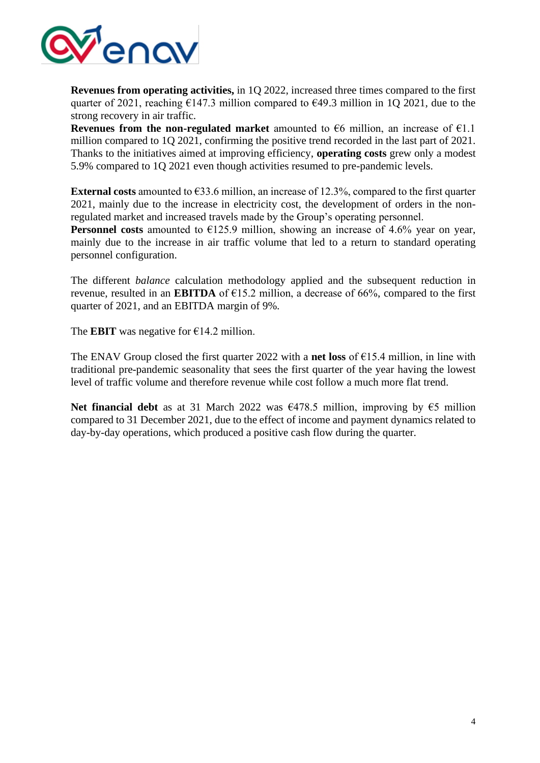**Revenues from operating activities,** in 1Q 2022, increased three times compared to the first quarter of 2021, reaching €147.3 million compared to €49.3 million in 1Q 2021, due to the strong recovery in air traffic.
**Revenues from the non-regulated market** amounted to €6 million, an increase of €1.1 million compared to 1Q 2021, confirming the positive trend recorded in the last part of 2021. Thanks to the initiatives aimed at improving efficiency, **operating costs** grew only a modest 5.9% compared to 1Q 2021 even though activities resumed to pre-pandemic levels.

**External costs** amounted to €33.6 million, an increase of 12.3%, compared to the first quarter 2021, mainly due to the increase in electricity cost, the development of orders in the non-regulated market and increased travels made by the Group's operating personnel.
**Personnel costs** amounted to €125.9 million, showing an increase of 4.6% year on year, mainly due to the increase in air traffic volume that led to a return to standard operating personnel configuration.

The different *balance* calculation methodology applied and the subsequent reduction in revenue, resulted in an **EBITDA** of €15.2 million, a decrease of 66%, compared to the first quarter of 2021, and an EBITDA margin of 9%.

The **EBIT** was negative for €14.2 million.

The ENAV Group closed the first quarter 2022 with a **net loss** of €15.4 million, in line with traditional pre-pandemic seasonality that sees the first quarter of the year having the lowest level of traffic volume and therefore revenue while cost follow a much more flat trend.

**Net financial debt** as at 31 March 2022 was €478.5 million, improving by €5 million compared to 31 December 2021, due to the effect of income and payment dynamics related to day-by-day operations, which produced a positive cash flow during the quarter.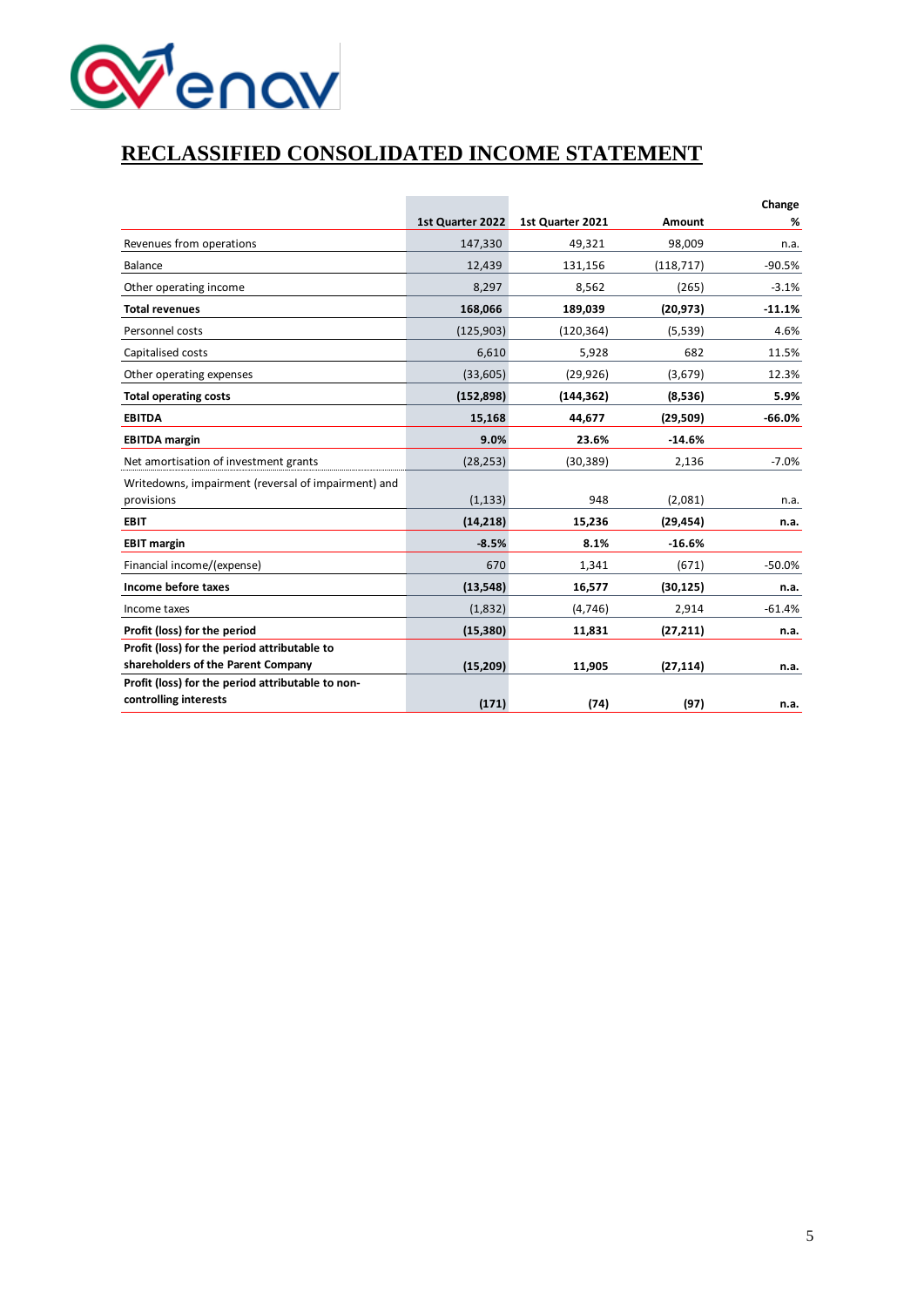# RECLASSIFIED CONSOLIDATED INCOME STATEMENT

| | 1st Quarter 2022 | 1st Quarter 2021 | Change Amount | Change % |
|---|---|---|---|---|
| Revenues from operations | 147,330 | 49,321 | 98,009 | n.a. |
| Balance | 12,439 | 131,156 | (118,717) | -90.5% |
| Other operating income | 8,297 | 8,562 | (265) | -3.1% |
| **Total revenues** | **168,066** | **189,039** | **(20,973)** | **-11.1%** |
| Personnel costs | (125,903) | (120,364) | (5,539) | 4.6% |
| Capitalised costs | 6,610 | 5,928 | 682 | 11.5% |
| Other operating expenses | (33,605) | (29,926) | (3,679) | 12.3% |
| **Total operating costs** | **(152,898)** | **(144,362)** | **(8,536)** | **5.9%** |
| **EBITDA** | **15,168** | **44,677** | **(29,509)** | **-66.0%** |
| **EBITDA margin** | **9.0%** | **23.6%** | **-14.6%** | |
| Net amortisation of investment grants | (28,253) | (30,389) | 2,136 | -7.0% |
| Writedowns, impairment (reversal of impairment) and provisions | (1,133) | 948 | (2,081) | n.a. |
| **EBIT** | **(14,218)** | **15,236** | **(29,454)** | **n.a.** |
| **EBIT margin** | **-8.5%** | **8.1%** | **-16.6%** | |
| Financial income/(expense) | 670 | 1,341 | (671) | -50.0% |
| **Income before taxes** | **(13,548)** | **16,577** | **(30,125)** | **n.a.** |
| Income taxes | (1,832) | (4,746) | 2,914 | -61.4% |
| **Profit (loss) for the period** | **(15,380)** | **11,831** | **(27,211)** | **n.a.** |
| **Profit (loss) for the period attributable to shareholders of the Parent Company** | **(15,209)** | **11,905** | **(27,114)** | **n.a.** |
| **Profit (loss) for the period attributable to non-controlling interests** | **(171)** | **(74)** | **(97)** | **n.a.** |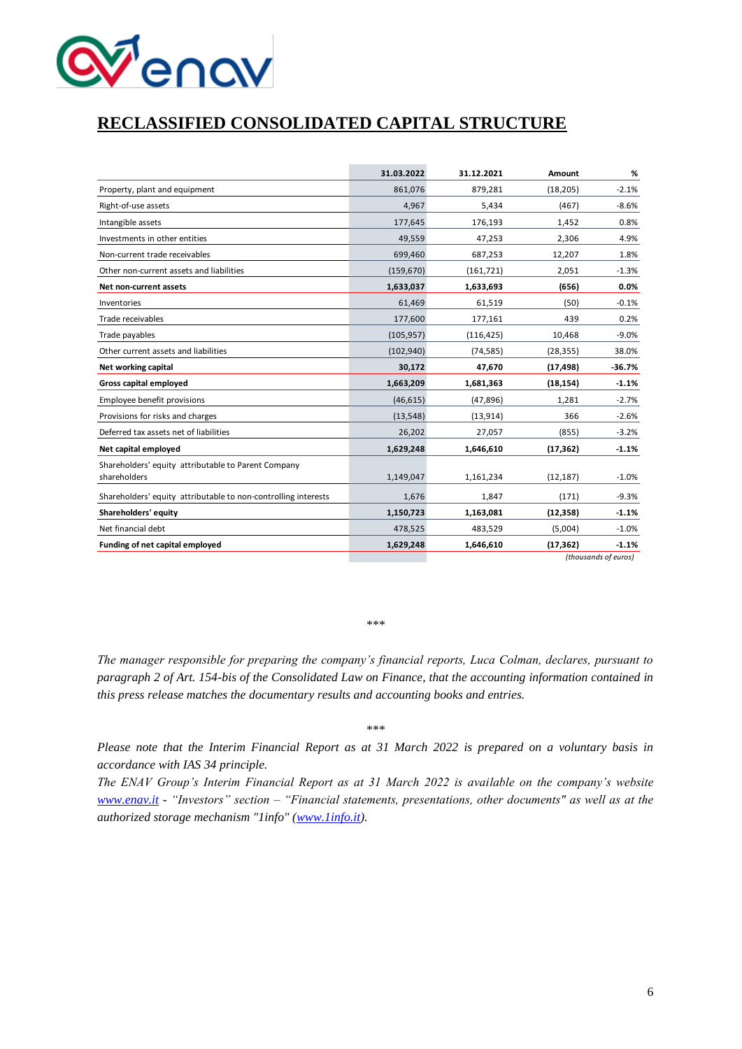## RECLASSIFIED CONSOLIDATED CAPITAL STRUCTURE

| | 31.03.2022 | 31.12.2021 | Amount | % |
|---|---|---|---|---|
| Property, plant and equipment | 861,076 | 879,281 | (18,205) | -2.1% |
| Right-of-use assets | 4,967 | 5,434 | (467) | -8.6% |
| Intangible assets | 177,645 | 176,193 | 1,452 | 0.8% |
| Investments in other entities | 49,559 | 47,253 | 2,306 | 4.9% |
| Non-current trade receivables | 699,460 | 687,253 | 12,207 | 1.8% |
| Other non-current assets and liabilities | (159,670) | (161,721) | 2,051 | -1.3% |
| **Net non-current assets** | **1,633,037** | **1,633,693** | **(656)** | **0.0%** |
| Inventories | 61,469 | 61,519 | (50) | -0.1% |
| Trade receivables | 177,600 | 177,161 | 439 | 0.2% |
| Trade payables | (105,957) | (116,425) | 10,468 | -9.0% |
| Other current assets and liabilities | (102,940) | (74,585) | (28,355) | 38.0% |
| **Net working capital** | **30,172** | **47,670** | **(17,498)** | **-36.7%** |
| **Gross capital employed** | **1,663,209** | **1,681,363** | **(18,154)** | **-1.1%** |
| Employee benefit provisions | (46,615) | (47,896) | 1,281 | -2.7% |
| Provisions for risks and charges | (13,548) | (13,914) | 366 | -2.6% |
| Deferred tax assets net of liabilities | 26,202 | 27,057 | (855) | -3.2% |
| **Net capital employed** | **1,629,248** | **1,646,610** | **(17,362)** | **-1.1%** |
| Shareholders' equity attributable to Parent Company shareholders | 1,149,047 | 1,161,234 | (12,187) | -1.0% |
| Shareholders' equity attributable to non-controlling interests | 1,676 | 1,847 | (171) | -9.3% |
| **Shareholders' equity** | **1,150,723** | **1,163,081** | **(12,358)** | **-1.1%** |
| Net financial debt | 478,525 | 483,529 | (5,004) | -1.0% |
| **Funding of net capital employed** | **1,629,248** | **1,646,610** | **(17,362)** | **-1.1%** |

*(thousands of euros)*

\*\*\*

*The manager responsible for preparing the company's financial reports, Luca Colman, declares, pursuant to paragraph 2 of Art. 154-bis of the Consolidated Law on Finance, that the accounting information contained in this press release matches the documentary results and accounting books and entries.*

\*\*\*

*Please note that the Interim Financial Report as at 31 March 2022 is prepared on a voluntary basis in accordance with IAS 34 principle.*

*The ENAV Group's Interim Financial Report as at 31 March 2022 is available on the company's website [www.enav.it](www.enav.it) - "Investors" section – "Financial statements, presentations, other documents" as well as at the authorized storage mechanism "1info" ([www.1info.it](www.1info.it)).*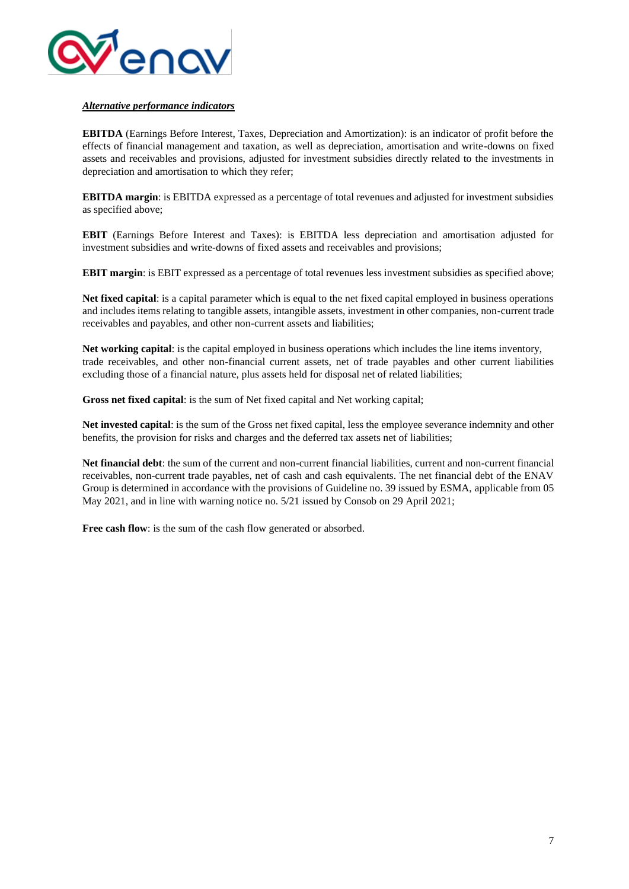***Alternative performance indicators***

**EBITDA** (Earnings Before Interest, Taxes, Depreciation and Amortization): is an indicator of profit before the effects of financial management and taxation, as well as depreciation, amortisation and write-downs on fixed assets and receivables and provisions, adjusted for investment subsidies directly related to the investments in depreciation and amortisation to which they refer;

**EBITDA margin**: is EBITDA expressed as a percentage of total revenues and adjusted for investment subsidies as specified above;

**EBIT** (Earnings Before Interest and Taxes): is EBITDA less depreciation and amortisation adjusted for investment subsidies and write-downs of fixed assets and receivables and provisions;

**EBIT margin**: is EBIT expressed as a percentage of total revenues less investment subsidies as specified above;

**Net fixed capital**: is a capital parameter which is equal to the net fixed capital employed in business operations and includes items relating to tangible assets, intangible assets, investment in other companies, non-current trade receivables and payables, and other non-current assets and liabilities;

**Net working capital**: is the capital employed in business operations which includes the line items inventory, trade receivables, and other non-financial current assets, net of trade payables and other current liabilities excluding those of a financial nature, plus assets held for disposal net of related liabilities;

**Gross net fixed capital**: is the sum of Net fixed capital and Net working capital;

**Net invested capital**: is the sum of the Gross net fixed capital, less the employee severance indemnity and other benefits, the provision for risks and charges and the deferred tax assets net of liabilities;

**Net financial debt**: the sum of the current and non-current financial liabilities, current and non-current financial receivables, non-current trade payables, net of cash and cash equivalents. The net financial debt of the ENAV Group is determined in accordance with the provisions of Guideline no. 39 issued by ESMA, applicable from 05 May 2021, and in line with warning notice no. 5/21 issued by Consob on 29 April 2021;

**Free cash flow**: is the sum of the cash flow generated or absorbed.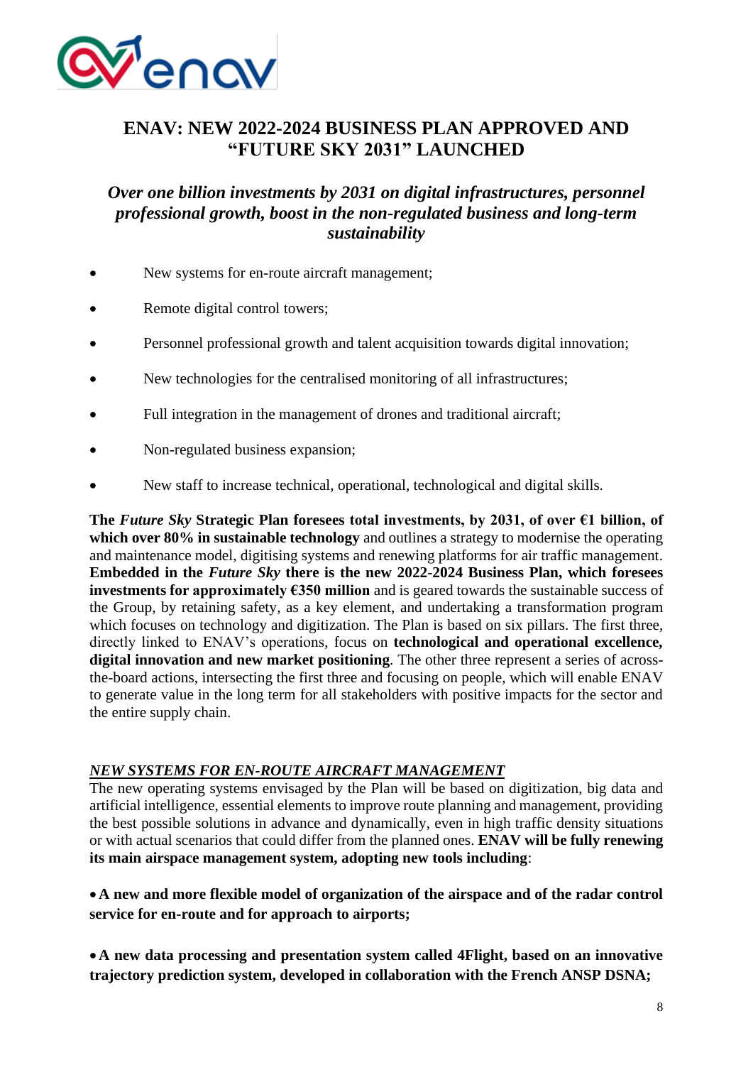# ENAV: NEW 2022-2024 BUSINESS PLAN APPROVED AND "FUTURE SKY 2031" LAUNCHED

## *Over one billion investments by 2031 on digital infrastructures, personnel professional growth, boost in the non-regulated business and long-term sustainability*

- New systems for en-route aircraft management;
- Remote digital control towers;
- Personnel professional growth and talent acquisition towards digital innovation;
- New technologies for the centralised monitoring of all infrastructures;
- Full integration in the management of drones and traditional aircraft;
- Non-regulated business expansion;
- New staff to increase technical, operational, technological and digital skills.

**The *Future Sky* Strategic Plan foresees total investments, by 2031, of over €1 billion, of which over 80% in sustainable technology** and outlines a strategy to modernise the operating and maintenance model, digitising systems and renewing platforms for air traffic management. **Embedded in the *Future Sky* there is the new 2022-2024 Business Plan, which foresees investments for approximately €350 million** and is geared towards the sustainable success of the Group, by retaining safety, as a key element, and undertaking a transformation program which focuses on technology and digitization. The Plan is based on six pillars. The first three, directly linked to ENAV's operations, focus on **technological and operational excellence, digital innovation and new market positioning**. The other three represent a series of across-the-board actions, intersecting the first three and focusing on people, which will enable ENAV to generate value in the long term for all stakeholders with positive impacts for the sector and the entire supply chain.

### *NEW SYSTEMS FOR EN-ROUTE AIRCRAFT MANAGEMENT*

The new operating systems envisaged by the Plan will be based on digitization, big data and artificial intelligence, essential elements to improve route planning and management, providing the best possible solutions in advance and dynamically, even in high traffic density situations or with actual scenarios that could differ from the planned ones. **ENAV will be fully renewing its main airspace management system, adopting new tools including**:

- **A new and more flexible model of organization of the airspace and of the radar control service for en-route and for approach to airports;**

- **A new data processing and presentation system called 4Flight, based on an innovative trajectory prediction system, developed in collaboration with the French ANSP DSNA;**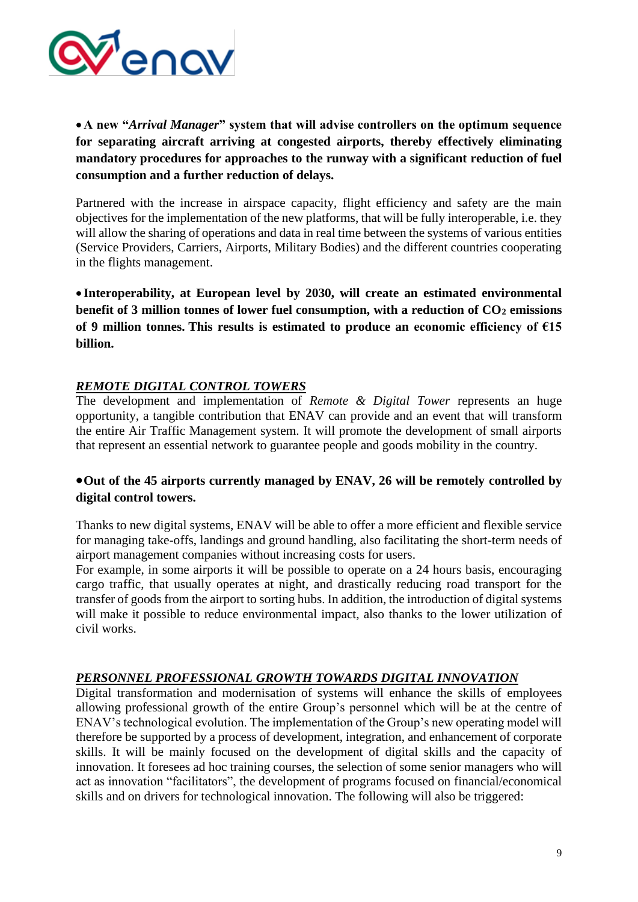- **A new "*Arrival Manager*" system that will advise controllers on the optimum sequence for separating aircraft arriving at congested airports, thereby effectively eliminating mandatory procedures for approaches to the runway with a significant reduction of fuel consumption and a further reduction of delays.**

Partnered with the increase in airspace capacity, flight efficiency and safety are the main objectives for the implementation of the new platforms, that will be fully interoperable, i.e. they will allow the sharing of operations and data in real time between the systems of various entities (Service Providers, Carriers, Airports, Military Bodies) and the different countries cooperating in the flights management.

- **Interoperability, at European level by 2030, will create an estimated environmental benefit of 3 million tonnes of lower fuel consumption, with a reduction of $CO_2$ emissions of 9 million tonnes. This results is estimated to produce an economic efficiency of €15 billion.**

***REMOTE DIGITAL CONTROL TOWERS***

The development and implementation of *Remote & Digital Tower* represents an huge opportunity, a tangible contribution that ENAV can provide and an event that will transform the entire Air Traffic Management system. It will promote the development of small airports that represent an essential network to guarantee people and goods mobility in the country.

- **Out of the 45 airports currently managed by ENAV, 26 will be remotely controlled by digital control towers.**

Thanks to new digital systems, ENAV will be able to offer a more efficient and flexible service for managing take-offs, landings and ground handling, also facilitating the short-term needs of airport management companies without increasing costs for users.
For example, in some airports it will be possible to operate on a 24 hours basis, encouraging cargo traffic, that usually operates at night, and drastically reducing road transport for the transfer of goods from the airport to sorting hubs. In addition, the introduction of digital systems will make it possible to reduce environmental impact, also thanks to the lower utilization of civil works.

***PERSONNEL PROFESSIONAL GROWTH TOWARDS DIGITAL INNOVATION***

Digital transformation and modernisation of systems will enhance the skills of employees allowing professional growth of the entire Group's personnel which will be at the centre of ENAV's technological evolution. The implementation of the Group's new operating model will therefore be supported by a process of development, integration, and enhancement of corporate skills. It will be mainly focused on the development of digital skills and the capacity of innovation. It foresees ad hoc training courses, the selection of some senior managers who will act as innovation "facilitators", the development of programs focused on financial/economical skills and on drivers for technological innovation. The following will also be triggered: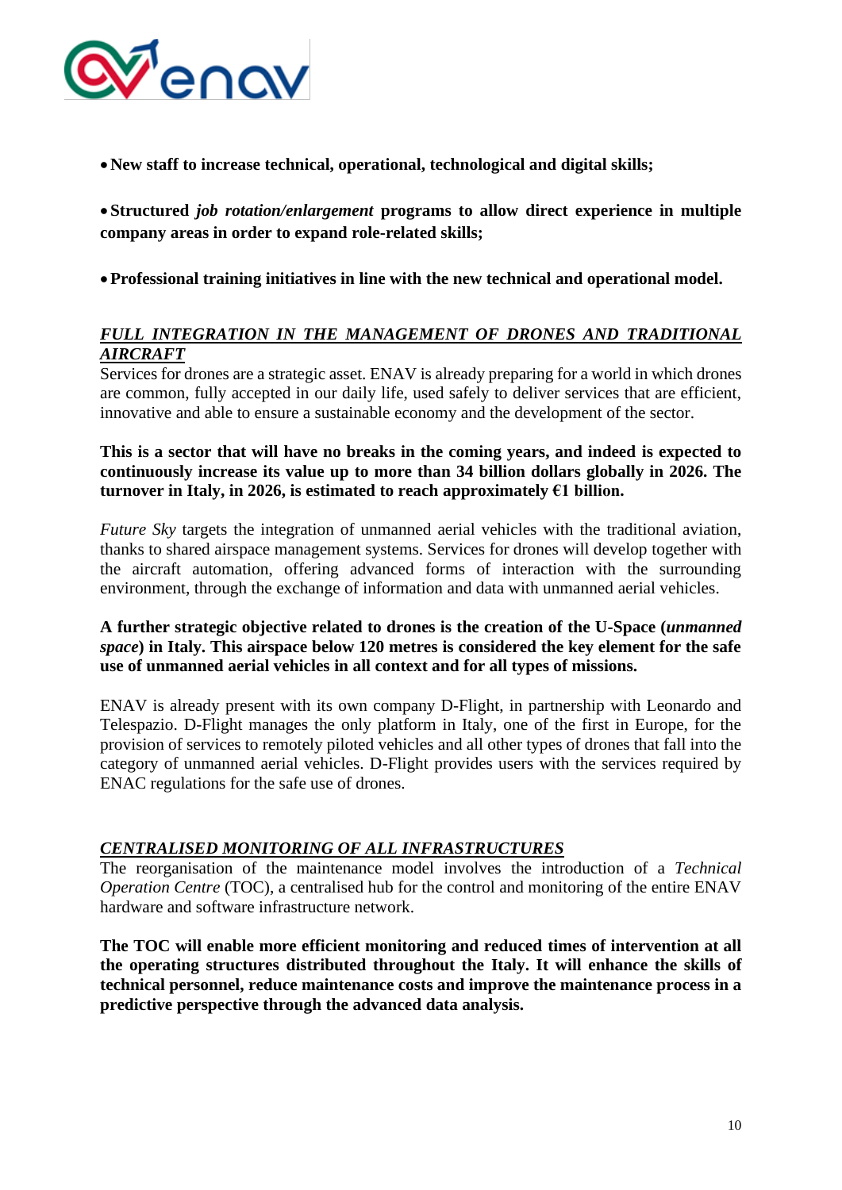- **New staff to increase technical, operational, technological and digital skills;**

- **Structured *job rotation/enlargement* programs to allow direct experience in multiple company areas in order to expand role-related skills;**

- **Professional training initiatives in line with the new technical and operational model.**

## *FULL INTEGRATION IN THE MANAGEMENT OF DRONES AND TRADITIONAL AIRCRAFT*

Services for drones are a strategic asset. ENAV is already preparing for a world in which drones are common, fully accepted in our daily life, used safely to deliver services that are efficient, innovative and able to ensure a sustainable economy and the development of the sector.

**This is a sector that will have no breaks in the coming years, and indeed is expected to continuously increase its value up to more than 34 billion dollars globally in 2026. The turnover in Italy, in 2026, is estimated to reach approximately €1 billion.**

*Future Sky* targets the integration of unmanned aerial vehicles with the traditional aviation, thanks to shared airspace management systems. Services for drones will develop together with the aircraft automation, offering advanced forms of interaction with the surrounding environment, through the exchange of information and data with unmanned aerial vehicles.

**A further strategic objective related to drones is the creation of the U-Space (*unmanned space*) in Italy. This airspace below 120 metres is considered the key element for the safe use of unmanned aerial vehicles in all context and for all types of missions.**

ENAV is already present with its own company D-Flight, in partnership with Leonardo and Telespazio. D-Flight manages the only platform in Italy, one of the first in Europe, for the provision of services to remotely piloted vehicles and all other types of drones that fall into the category of unmanned aerial vehicles. D-Flight provides users with the services required by ENAC regulations for the safe use of drones.

## *CENTRALISED MONITORING OF ALL INFRASTRUCTURES*

The reorganisation of the maintenance model involves the introduction of a *Technical Operation Centre* (TOC), a centralised hub for the control and monitoring of the entire ENAV hardware and software infrastructure network.

**The TOC will enable more efficient monitoring and reduced times of intervention at all the operating structures distributed throughout the Italy. It will enhance the skills of technical personnel, reduce maintenance costs and improve the maintenance process in a predictive perspective through the advanced data analysis.**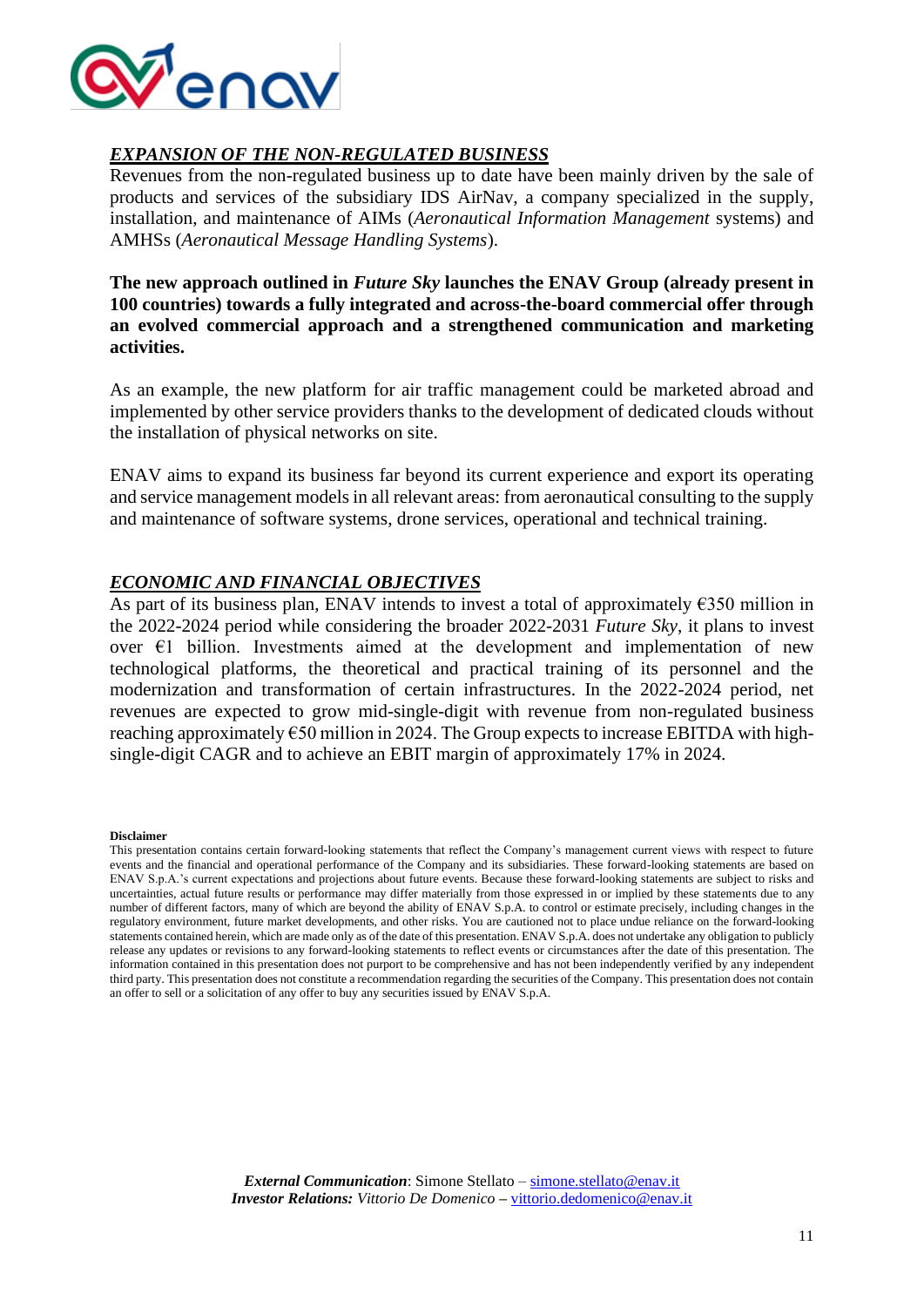## ***EXPANSION OF THE NON-REGULATED BUSINESS***

Revenues from the non-regulated business up to date have been mainly driven by the sale of products and services of the subsidiary IDS AirNav, a company specialized in the supply, installation, and maintenance of AIMs (*Aeronautical Information Management* systems) and AMHSs (*Aeronautical Message Handling Systems*).

**The new approach outlined in *Future Sky* launches the ENAV Group (already present in 100 countries) towards a fully integrated and across-the-board commercial offer through an evolved commercial approach and a strengthened communication and marketing activities.**

As an example, the new platform for air traffic management could be marketed abroad and implemented by other service providers thanks to the development of dedicated clouds without the installation of physical networks on site.

ENAV aims to expand its business far beyond its current experience and export its operating and service management models in all relevant areas: from aeronautical consulting to the supply and maintenance of software systems, drone services, operational and technical training.

## ***ECONOMIC AND FINANCIAL OBJECTIVES***

As part of its business plan, ENAV intends to invest a total of approximately €350 million in the 2022-2024 period while considering the broader 2022-2031 *Future Sky*, it plans to invest over €1 billion. Investments aimed at the development and implementation of new technological platforms, the theoretical and practical training of its personnel and the modernization and transformation of certain infrastructures. In the 2022-2024 period, net revenues are expected to grow mid-single-digit with revenue from non-regulated business reaching approximately €50 million in 2024. The Group expects to increase EBITDA with high-single-digit CAGR and to achieve an EBIT margin of approximately 17% in 2024.

**Disclaimer**

This presentation contains certain forward-looking statements that reflect the Company's management current views with respect to future events and the financial and operational performance of the Company and its subsidiaries. These forward-looking statements are based on ENAV S.p.A.'s current expectations and projections about future events. Because these forward-looking statements are subject to risks and uncertainties, actual future results or performance may differ materially from those expressed in or implied by these statements due to any number of different factors, many of which are beyond the ability of ENAV S.p.A. to control or estimate precisely, including changes in the regulatory environment, future market developments, and other risks. You are cautioned not to place undue reliance on the forward-looking statements contained herein, which are made only as of the date of this presentation. ENAV S.p.A. does not undertake any obligation to publicly release any updates or revisions to any forward-looking statements to reflect events or circumstances after the date of this presentation. The information contained in this presentation does not purport to be comprehensive and has not been independently verified by any independent third party. This presentation does not constitute a recommendation regarding the securities of the Company. This presentation does not contain an offer to sell or a solicitation of any offer to buy any securities issued by ENAV S.p.A.

***External Communication***: Simone Stellato – simone.stellato@enav.it
***Investor Relations:*** *Vittorio De Domenico* – vittorio.dedomenico@enav.it